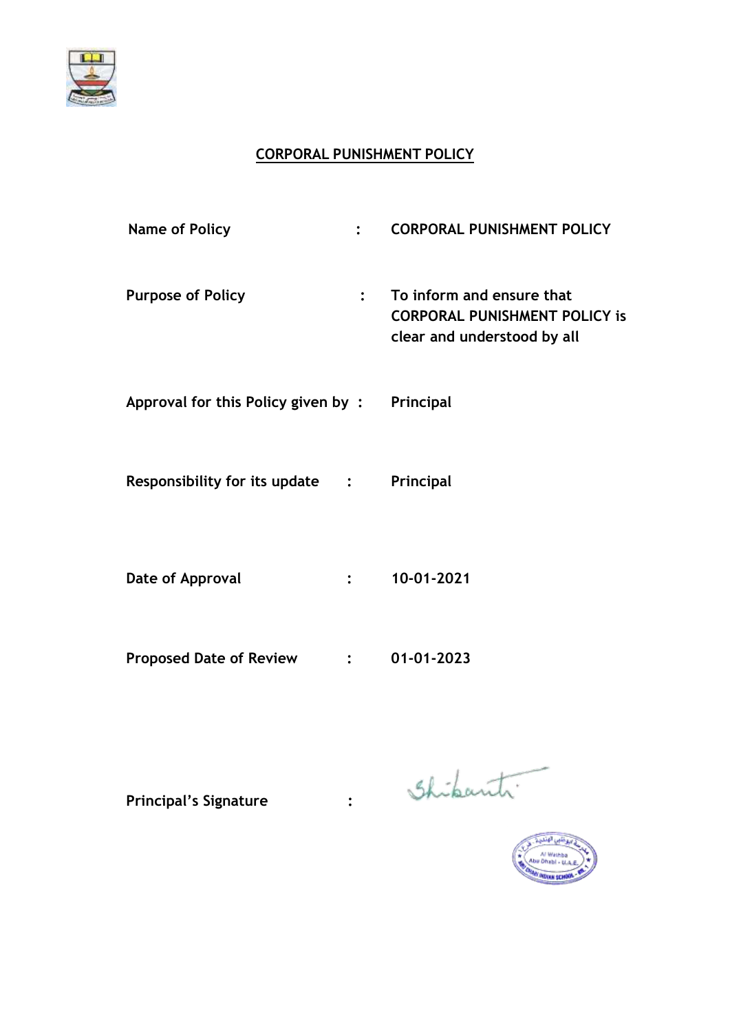# CORPORAL PUNISHMENT POLICY

| | | |
|---|---|---|
| **Name of Policy** | : | **CORPORAL PUNISHMENT POLICY** |
| **Purpose of Policy** | : | **To inform and ensure that CORPORAL PUNISHMENT POLICY is clear and understood by all** |
| **Approval for this Policy given by** | : | **Principal** |
| **Responsibility for its update** | : | **Principal** |
| **Date of Approval** | : | **10-01-2021** |
| **Proposed Date of Review** | : | **01-01-2023** |
| **Principal's Signature** | : | Shibanti |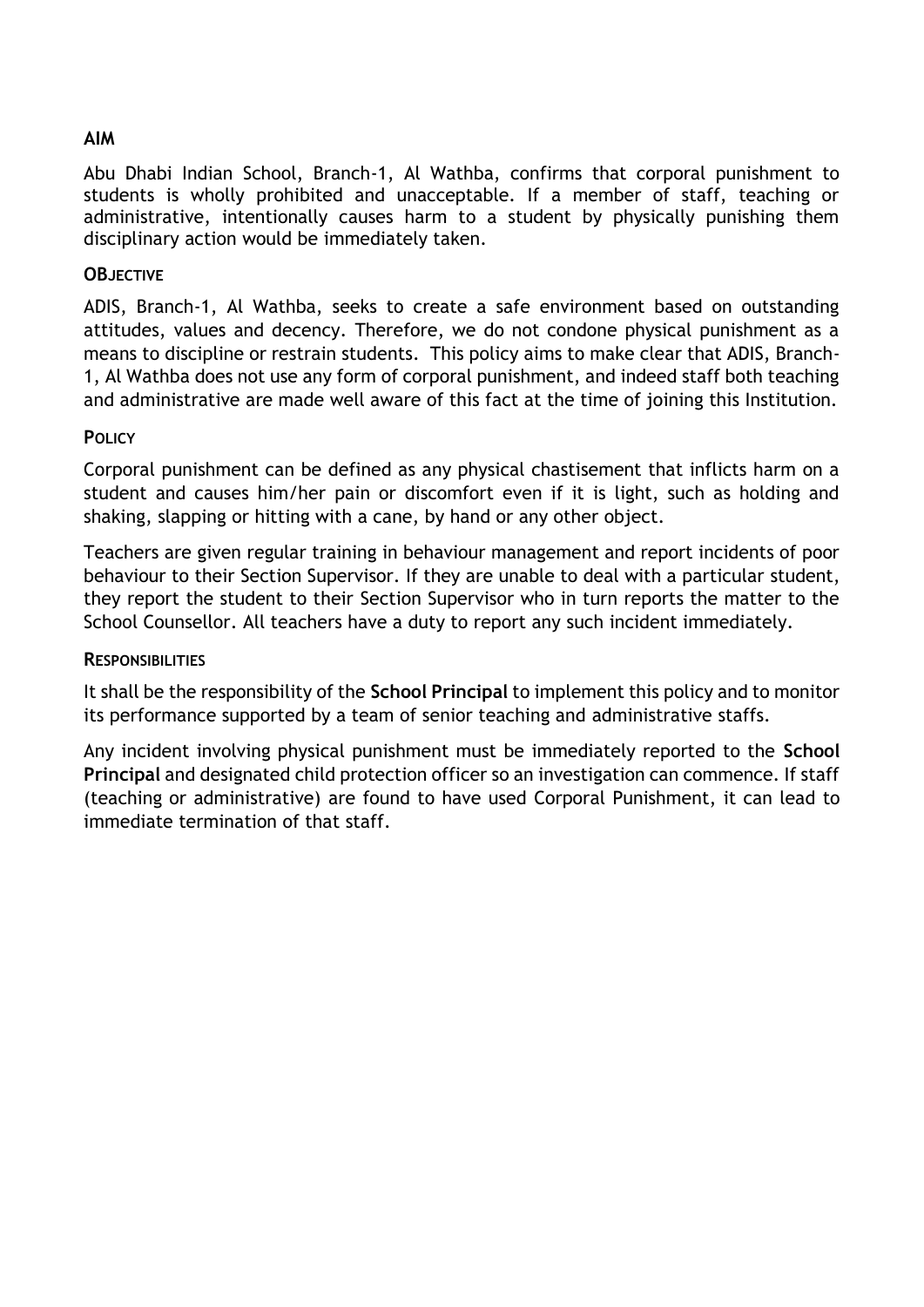## AIM

Abu Dhabi Indian School, Branch-1, Al Wathba, confirms that corporal punishment to students is wholly prohibited and unacceptable. If a member of staff, teaching or administrative, intentionally causes harm to a student by physically punishing them disciplinary action would be immediately taken.

## OBJECTIVE

ADIS, Branch-1, Al Wathba, seeks to create a safe environment based on outstanding attitudes, values and decency. Therefore, we do not condone physical punishment as a means to discipline or restrain students. This policy aims to make clear that ADIS, Branch-1, Al Wathba does not use any form of corporal punishment, and indeed staff both teaching and administrative are made well aware of this fact at the time of joining this Institution.

## POLICY

Corporal punishment can be defined as any physical chastisement that inflicts harm on a student and causes him/her pain or discomfort even if it is light, such as holding and shaking, slapping or hitting with a cane, by hand or any other object.

Teachers are given regular training in behaviour management and report incidents of poor behaviour to their Section Supervisor. If they are unable to deal with a particular student, they report the student to their Section Supervisor who in turn reports the matter to the School Counsellor. All teachers have a duty to report any such incident immediately.

## RESPONSIBILITIES

It shall be the responsibility of the **School Principal** to implement this policy and to monitor its performance supported by a team of senior teaching and administrative staffs.

Any incident involving physical punishment must be immediately reported to the **School Principal** and designated child protection officer so an investigation can commence. If staff (teaching or administrative) are found to have used Corporal Punishment, it can lead to immediate termination of that staff.